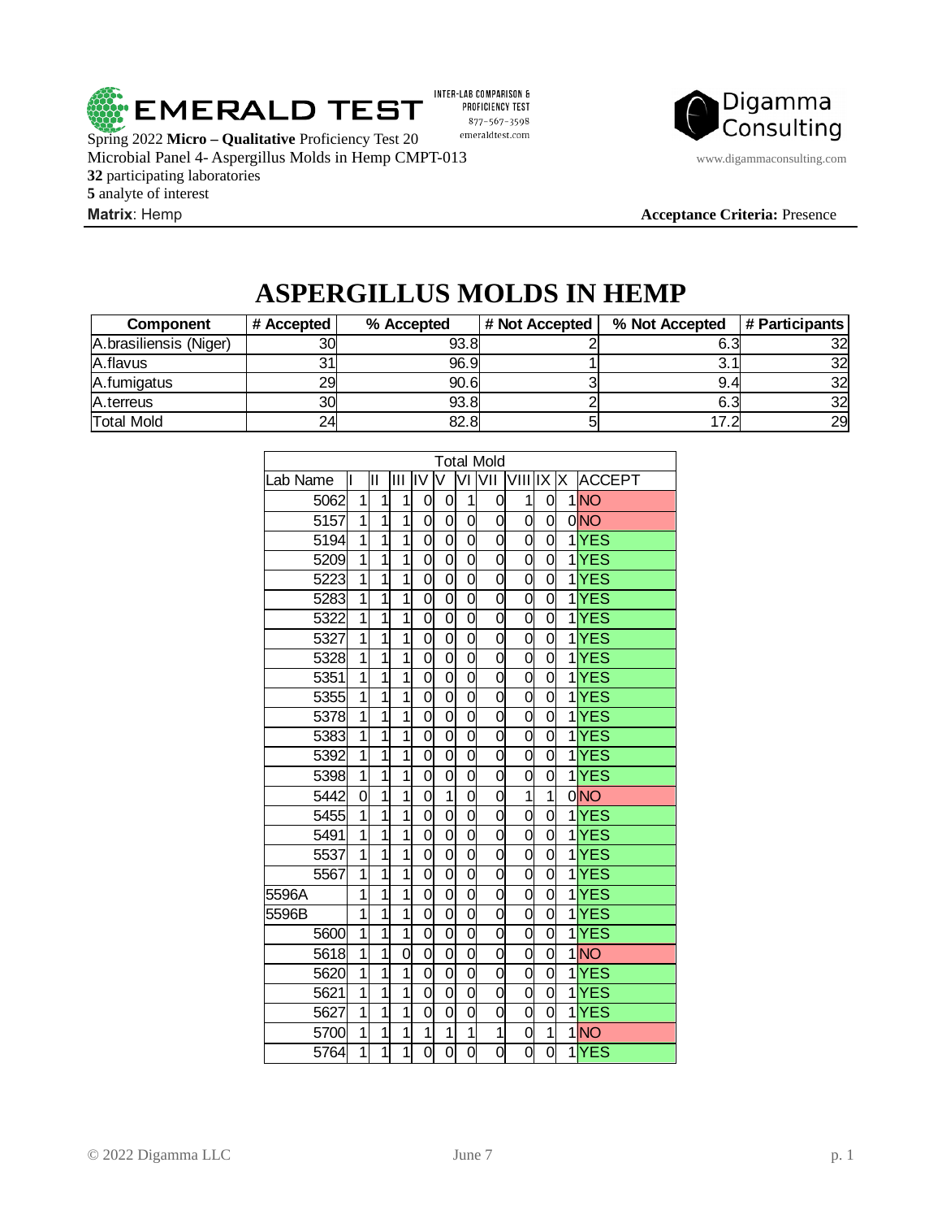EMERALD TEST

INTER-LAB COMPARISON & PROFICIENCY TEST
877-567-3598
emeraldtest.com

Digamma Consulting
www.digammaconsulting.com

Spring 2022 **Micro – Qualitative** Proficiency Test 20
Microbial Panel 4- Aspergillus Molds in Hemp CMPT-013
**32** participating laboratories
**5** analyte of interest

**Matrix**: Hemp

**Acceptance Criteria:** Presence

# ASPERGILLUS MOLDS IN HEMP

| Component | # Accepted | % Accepted | # Not Accepted | % Not Accepted | # Participants |
|---|---|---|---|---|---|
| A.brasiliensis (Niger) | 30 | 93.8 | 2 | 6.3 | 32 |
| A.flavus | 31 | 96.9 | 1 | 3.1 | 32 |
| A.fumigatus | 29 | 90.6 | 3 | 9.4 | 32 |
| A.terreus | 30 | 93.8 | 2 | 6.3 | 32 |
| Total Mold | 24 | 82.8 | 5 | 17.2 | 29 |

| Total Mold | | | | | | | | | | | |
|---|---|---|---|---|---|---|---|---|---|---|---|
| Lab Name | I | II | III | IV | V | VI | VII | VIII | IX | X | ACCEPT |
| 5062 | 1 | 1 | 1 | 0 | 0 | 1 | 0 | 1 | 0 | 1 | NO |
| 5157 | 1 | 1 | 1 | 0 | 0 | 0 | 0 | 0 | 0 | 0 | NO |
| 5194 | 1 | 1 | 1 | 0 | 0 | 0 | 0 | 0 | 0 | 1 | YES |
| 5209 | 1 | 1 | 1 | 0 | 0 | 0 | 0 | 0 | 0 | 1 | YES |
| 5223 | 1 | 1 | 1 | 0 | 0 | 0 | 0 | 0 | 0 | 1 | YES |
| 5283 | 1 | 1 | 1 | 0 | 0 | 0 | 0 | 0 | 0 | 1 | YES |
| 5322 | 1 | 1 | 1 | 0 | 0 | 0 | 0 | 0 | 0 | 1 | YES |
| 5327 | 1 | 1 | 1 | 0 | 0 | 0 | 0 | 0 | 0 | 1 | YES |
| 5328 | 1 | 1 | 1 | 0 | 0 | 0 | 0 | 0 | 0 | 1 | YES |
| 5351 | 1 | 1 | 1 | 0 | 0 | 0 | 0 | 0 | 0 | 1 | YES |
| 5355 | 1 | 1 | 1 | 0 | 0 | 0 | 0 | 0 | 0 | 1 | YES |
| 5378 | 1 | 1 | 1 | 0 | 0 | 0 | 0 | 0 | 0 | 1 | YES |
| 5383 | 1 | 1 | 1 | 0 | 0 | 0 | 0 | 0 | 0 | 1 | YES |
| 5392 | 1 | 1 | 1 | 0 | 0 | 0 | 0 | 0 | 0 | 1 | YES |
| 5398 | 1 | 1 | 1 | 0 | 0 | 0 | 0 | 0 | 0 | 1 | YES |
| 5442 | 0 | 1 | 1 | 0 | 1 | 0 | 0 | 1 | 1 | 0 | NO |
| 5455 | 1 | 1 | 1 | 0 | 0 | 0 | 0 | 0 | 0 | 1 | YES |
| 5491 | 1 | 1 | 1 | 0 | 0 | 0 | 0 | 0 | 0 | 1 | YES |
| 5537 | 1 | 1 | 1 | 0 | 0 | 0 | 0 | 0 | 0 | 1 | YES |
| 5567 | 1 | 1 | 1 | 0 | 0 | 0 | 0 | 0 | 0 | 1 | YES |
| 5596A | 1 | 1 | 1 | 0 | 0 | 0 | 0 | 0 | 0 | 1 | YES |
| 5596B | 1 | 1 | 1 | 0 | 0 | 0 | 0 | 0 | 0 | 1 | YES |
| 5600 | 1 | 1 | 1 | 0 | 0 | 0 | 0 | 0 | 0 | 1 | YES |
| 5618 | 1 | 1 | 0 | 0 | 0 | 0 | 0 | 0 | 0 | 1 | NO |
| 5620 | 1 | 1 | 1 | 0 | 0 | 0 | 0 | 0 | 0 | 1 | YES |
| 5621 | 1 | 1 | 1 | 0 | 0 | 0 | 0 | 0 | 0 | 1 | YES |
| 5627 | 1 | 1 | 1 | 0 | 0 | 0 | 0 | 0 | 0 | 1 | YES |
| 5700 | 1 | 1 | 1 | 1 | 1 | 1 | 1 | 0 | 1 | 1 | NO |
| 5764 | 1 | 1 | 1 | 0 | 0 | 0 | 0 | 0 | 0 | 1 | YES |

© 2022 Digamma LLC June 7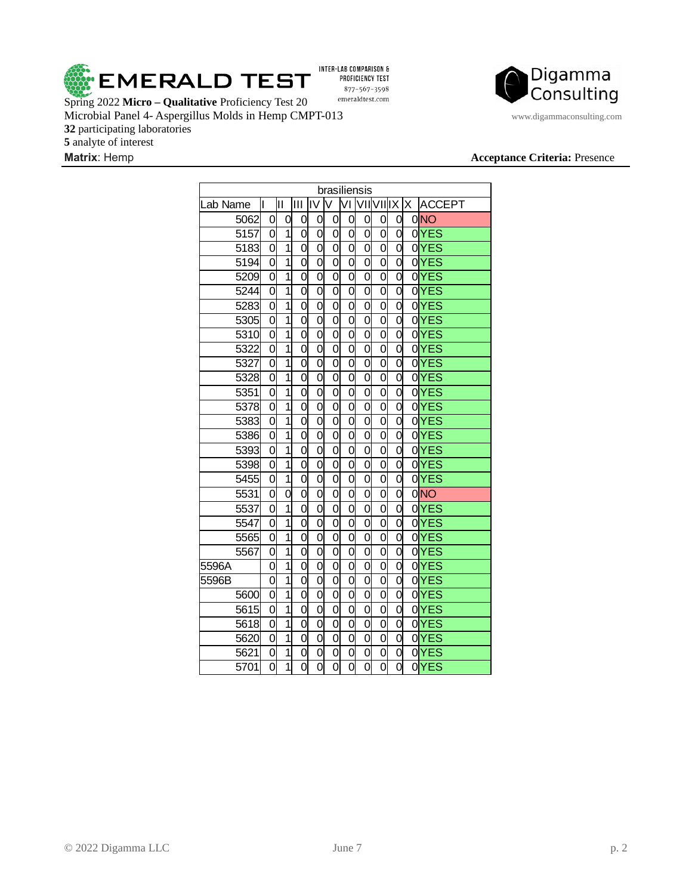EMERALD TEST

INTER-LAB COMPARISON & PROFICIENCY TEST
877-567-3598
emeraldtest.com

Digamma Consulting
www.digammaconsulting.com

Spring 2022 **Micro – Qualitative** Proficiency Test 20
Microbial Panel 4- Aspergillus Molds in Hemp CMPT-013
**32** participating laboratories
**5** analyte of interest
**Matrix**: Hemp

**Acceptance Criteria:** Presence

| brasiliensis | | | | | | | | | | | |
|---|---|---|---|---|---|---|---|---|---|---|---|
| Lab Name | I | II | III | IV | V | VI | VII | VIII | IX | X | ACCEPT |
| 5062 | 0 | 0 | 0 | 0 | 0 | 0 | 0 | 0 | 0 | 0 | NO |
| 5157 | 0 | 1 | 0 | 0 | 0 | 0 | 0 | 0 | 0 | 0 | YES |
| 5183 | 0 | 1 | 0 | 0 | 0 | 0 | 0 | 0 | 0 | 0 | YES |
| 5194 | 0 | 1 | 0 | 0 | 0 | 0 | 0 | 0 | 0 | 0 | YES |
| 5209 | 0 | 1 | 0 | 0 | 0 | 0 | 0 | 0 | 0 | 0 | YES |
| 5244 | 0 | 1 | 0 | 0 | 0 | 0 | 0 | 0 | 0 | 0 | YES |
| 5283 | 0 | 1 | 0 | 0 | 0 | 0 | 0 | 0 | 0 | 0 | YES |
| 5305 | 0 | 1 | 0 | 0 | 0 | 0 | 0 | 0 | 0 | 0 | YES |
| 5310 | 0 | 1 | 0 | 0 | 0 | 0 | 0 | 0 | 0 | 0 | YES |
| 5322 | 0 | 1 | 0 | 0 | 0 | 0 | 0 | 0 | 0 | 0 | YES |
| 5327 | 0 | 1 | 0 | 0 | 0 | 0 | 0 | 0 | 0 | 0 | YES |
| 5328 | 0 | 1 | 0 | 0 | 0 | 0 | 0 | 0 | 0 | 0 | YES |
| 5351 | 0 | 1 | 0 | 0 | 0 | 0 | 0 | 0 | 0 | 0 | YES |
| 5378 | 0 | 1 | 0 | 0 | 0 | 0 | 0 | 0 | 0 | 0 | YES |
| 5383 | 0 | 1 | 0 | 0 | 0 | 0 | 0 | 0 | 0 | 0 | YES |
| 5386 | 0 | 1 | 0 | 0 | 0 | 0 | 0 | 0 | 0 | 0 | YES |
| 5393 | 0 | 1 | 0 | 0 | 0 | 0 | 0 | 0 | 0 | 0 | YES |
| 5398 | 0 | 1 | 0 | 0 | 0 | 0 | 0 | 0 | 0 | 0 | YES |
| 5455 | 0 | 1 | 0 | 0 | 0 | 0 | 0 | 0 | 0 | 0 | YES |
| 5531 | 0 | 0 | 0 | 0 | 0 | 0 | 0 | 0 | 0 | 0 | NO |
| 5537 | 0 | 1 | 0 | 0 | 0 | 0 | 0 | 0 | 0 | 0 | YES |
| 5547 | 0 | 1 | 0 | 0 | 0 | 0 | 0 | 0 | 0 | 0 | YES |
| 5565 | 0 | 1 | 0 | 0 | 0 | 0 | 0 | 0 | 0 | 0 | YES |
| 5567 | 0 | 1 | 0 | 0 | 0 | 0 | 0 | 0 | 0 | 0 | YES |
| 5596A | 0 | 1 | 0 | 0 | 0 | 0 | 0 | 0 | 0 | 0 | YES |
| 5596B | 0 | 1 | 0 | 0 | 0 | 0 | 0 | 0 | 0 | 0 | YES |
| 5600 | 0 | 1 | 0 | 0 | 0 | 0 | 0 | 0 | 0 | 0 | YES |
| 5615 | 0 | 1 | 0 | 0 | 0 | 0 | 0 | 0 | 0 | 0 | YES |
| 5618 | 0 | 1 | 0 | 0 | 0 | 0 | 0 | 0 | 0 | 0 | YES |
| 5620 | 0 | 1 | 0 | 0 | 0 | 0 | 0 | 0 | 0 | 0 | YES |
| 5621 | 0 | 1 | 0 | 0 | 0 | 0 | 0 | 0 | 0 | 0 | YES |
| 5701 | 0 | 1 | 0 | 0 | 0 | 0 | 0 | 0 | 0 | 0 | YES |

© 2022 Digamma LLC June 7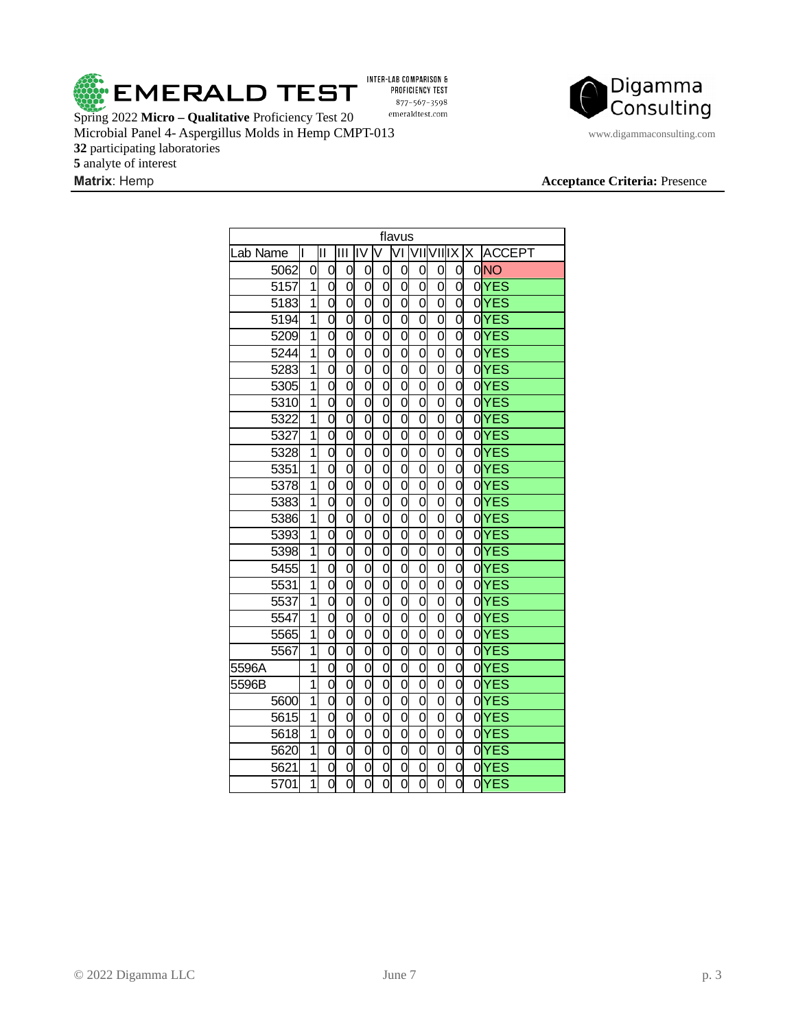Spring 2022 **Micro – Qualitative** Proficiency Test 20
Microbial Panel 4- Aspergillus Molds in Hemp CMPT-013
**32** participating laboratories
**5** analyte of interest
**Matrix**: Hemp

**Acceptance Criteria:** Presence

| flavus | | | | | | | | | | | |
|---|---|---|---|---|---|---|---|---|---|---|---|
| Lab Name | I | II | III | IV | V | VI | VII | VIII | IX | X | ACCEPT |
| 5062 | 0 | 0 | 0 | 0 | 0 | 0 | 0 | 0 | 0 | 0 | NO |
| 5157 | 1 | 0 | 0 | 0 | 0 | 0 | 0 | 0 | 0 | 0 | YES |
| 5183 | 1 | 0 | 0 | 0 | 0 | 0 | 0 | 0 | 0 | 0 | YES |
| 5194 | 1 | 0 | 0 | 0 | 0 | 0 | 0 | 0 | 0 | 0 | YES |
| 5209 | 1 | 0 | 0 | 0 | 0 | 0 | 0 | 0 | 0 | 0 | YES |
| 5244 | 1 | 0 | 0 | 0 | 0 | 0 | 0 | 0 | 0 | 0 | YES |
| 5283 | 1 | 0 | 0 | 0 | 0 | 0 | 0 | 0 | 0 | 0 | YES |
| 5305 | 1 | 0 | 0 | 0 | 0 | 0 | 0 | 0 | 0 | 0 | YES |
| 5310 | 1 | 0 | 0 | 0 | 0 | 0 | 0 | 0 | 0 | 0 | YES |
| 5322 | 1 | 0 | 0 | 0 | 0 | 0 | 0 | 0 | 0 | 0 | YES |
| 5327 | 1 | 0 | 0 | 0 | 0 | 0 | 0 | 0 | 0 | 0 | YES |
| 5328 | 1 | 0 | 0 | 0 | 0 | 0 | 0 | 0 | 0 | 0 | YES |
| 5351 | 1 | 0 | 0 | 0 | 0 | 0 | 0 | 0 | 0 | 0 | YES |
| 5378 | 1 | 0 | 0 | 0 | 0 | 0 | 0 | 0 | 0 | 0 | YES |
| 5383 | 1 | 0 | 0 | 0 | 0 | 0 | 0 | 0 | 0 | 0 | YES |
| 5386 | 1 | 0 | 0 | 0 | 0 | 0 | 0 | 0 | 0 | 0 | YES |
| 5393 | 1 | 0 | 0 | 0 | 0 | 0 | 0 | 0 | 0 | 0 | YES |
| 5398 | 1 | 0 | 0 | 0 | 0 | 0 | 0 | 0 | 0 | 0 | YES |
| 5455 | 1 | 0 | 0 | 0 | 0 | 0 | 0 | 0 | 0 | 0 | YES |
| 5531 | 1 | 0 | 0 | 0 | 0 | 0 | 0 | 0 | 0 | 0 | YES |
| 5537 | 1 | 0 | 0 | 0 | 0 | 0 | 0 | 0 | 0 | 0 | YES |
| 5547 | 1 | 0 | 0 | 0 | 0 | 0 | 0 | 0 | 0 | 0 | YES |
| 5565 | 1 | 0 | 0 | 0 | 0 | 0 | 0 | 0 | 0 | 0 | YES |
| 5567 | 1 | 0 | 0 | 0 | 0 | 0 | 0 | 0 | 0 | 0 | YES |
| 5596A | 1 | 0 | 0 | 0 | 0 | 0 | 0 | 0 | 0 | 0 | YES |
| 5596B | 1 | 0 | 0 | 0 | 0 | 0 | 0 | 0 | 0 | 0 | YES |
| 5600 | 1 | 0 | 0 | 0 | 0 | 0 | 0 | 0 | 0 | 0 | YES |
| 5615 | 1 | 0 | 0 | 0 | 0 | 0 | 0 | 0 | 0 | 0 | YES |
| 5618 | 1 | 0 | 0 | 0 | 0 | 0 | 0 | 0 | 0 | 0 | YES |
| 5620 | 1 | 0 | 0 | 0 | 0 | 0 | 0 | 0 | 0 | 0 | YES |
| 5621 | 1 | 0 | 0 | 0 | 0 | 0 | 0 | 0 | 0 | 0 | YES |
| 5701 | 1 | 0 | 0 | 0 | 0 | 0 | 0 | 0 | 0 | 0 | YES |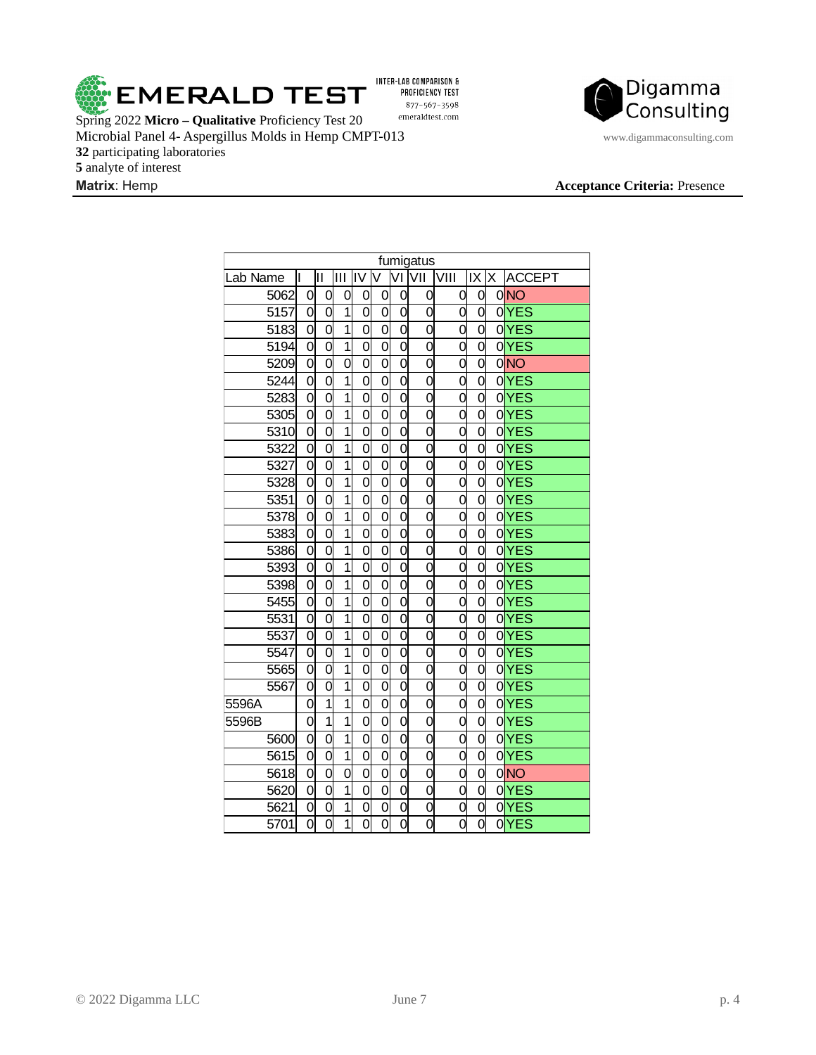Spring 2022 **Micro – Qualitative** Proficiency Test 20
Microbial Panel 4- Aspergillus Molds in Hemp CMPT-013
**32** participating laboratories
**5** analyte of interest
**Matrix**: Hemp

**Acceptance Criteria:** Presence

INTER-LAB COMPARISON & PROFICIENCY TEST
877-567-3598
emeraldtest.com

www.digammaconsulting.com

| fumigatus | | | | | | | | | | | |
|---|---|---|---|---|---|---|---|---|---|---|---|
| Lab Name | I | II | III | IV | V | VI | VII | VIII | IX | X | ACCEPT |
| 5062 | 0 | 0 | 0 | 0 | 0 | 0 | 0 | 0 | 0 | 0 | NO |
| 5157 | 0 | 0 | 1 | 0 | 0 | 0 | 0 | 0 | 0 | 0 | YES |
| 5183 | 0 | 0 | 1 | 0 | 0 | 0 | 0 | 0 | 0 | 0 | YES |
| 5194 | 0 | 0 | 1 | 0 | 0 | 0 | 0 | 0 | 0 | 0 | YES |
| 5209 | 0 | 0 | 0 | 0 | 0 | 0 | 0 | 0 | 0 | 0 | NO |
| 5244 | 0 | 0 | 1 | 0 | 0 | 0 | 0 | 0 | 0 | 0 | YES |
| 5283 | 0 | 0 | 1 | 0 | 0 | 0 | 0 | 0 | 0 | 0 | YES |
| 5305 | 0 | 0 | 1 | 0 | 0 | 0 | 0 | 0 | 0 | 0 | YES |
| 5310 | 0 | 0 | 1 | 0 | 0 | 0 | 0 | 0 | 0 | 0 | YES |
| 5322 | 0 | 0 | 1 | 0 | 0 | 0 | 0 | 0 | 0 | 0 | YES |
| 5327 | 0 | 0 | 1 | 0 | 0 | 0 | 0 | 0 | 0 | 0 | YES |
| 5328 | 0 | 0 | 1 | 0 | 0 | 0 | 0 | 0 | 0 | 0 | YES |
| 5351 | 0 | 0 | 1 | 0 | 0 | 0 | 0 | 0 | 0 | 0 | YES |
| 5378 | 0 | 0 | 1 | 0 | 0 | 0 | 0 | 0 | 0 | 0 | YES |
| 5383 | 0 | 0 | 1 | 0 | 0 | 0 | 0 | 0 | 0 | 0 | YES |
| 5386 | 0 | 0 | 1 | 0 | 0 | 0 | 0 | 0 | 0 | 0 | YES |
| 5393 | 0 | 0 | 1 | 0 | 0 | 0 | 0 | 0 | 0 | 0 | YES |
| 5398 | 0 | 0 | 1 | 0 | 0 | 0 | 0 | 0 | 0 | 0 | YES |
| 5455 | 0 | 0 | 1 | 0 | 0 | 0 | 0 | 0 | 0 | 0 | YES |
| 5531 | 0 | 0 | 1 | 0 | 0 | 0 | 0 | 0 | 0 | 0 | YES |
| 5537 | 0 | 0 | 1 | 0 | 0 | 0 | 0 | 0 | 0 | 0 | YES |
| 5547 | 0 | 0 | 1 | 0 | 0 | 0 | 0 | 0 | 0 | 0 | YES |
| 5565 | 0 | 0 | 1 | 0 | 0 | 0 | 0 | 0 | 0 | 0 | YES |
| 5567 | 0 | 0 | 1 | 0 | 0 | 0 | 0 | 0 | 0 | 0 | YES |
| 5596A | 0 | 1 | 1 | 0 | 0 | 0 | 0 | 0 | 0 | 0 | YES |
| 5596B | 0 | 1 | 1 | 0 | 0 | 0 | 0 | 0 | 0 | 0 | YES |
| 5600 | 0 | 0 | 1 | 0 | 0 | 0 | 0 | 0 | 0 | 0 | YES |
| 5615 | 0 | 0 | 1 | 0 | 0 | 0 | 0 | 0 | 0 | 0 | YES |
| 5618 | 0 | 0 | 0 | 0 | 0 | 0 | 0 | 0 | 0 | 0 | NO |
| 5620 | 0 | 0 | 1 | 0 | 0 | 0 | 0 | 0 | 0 | 0 | YES |
| 5621 | 0 | 0 | 1 | 0 | 0 | 0 | 0 | 0 | 0 | 0 | YES |
| 5701 | 0 | 0 | 1 | 0 | 0 | 0 | 0 | 0 | 0 | 0 | YES |

© 2022 Digamma LLC June 7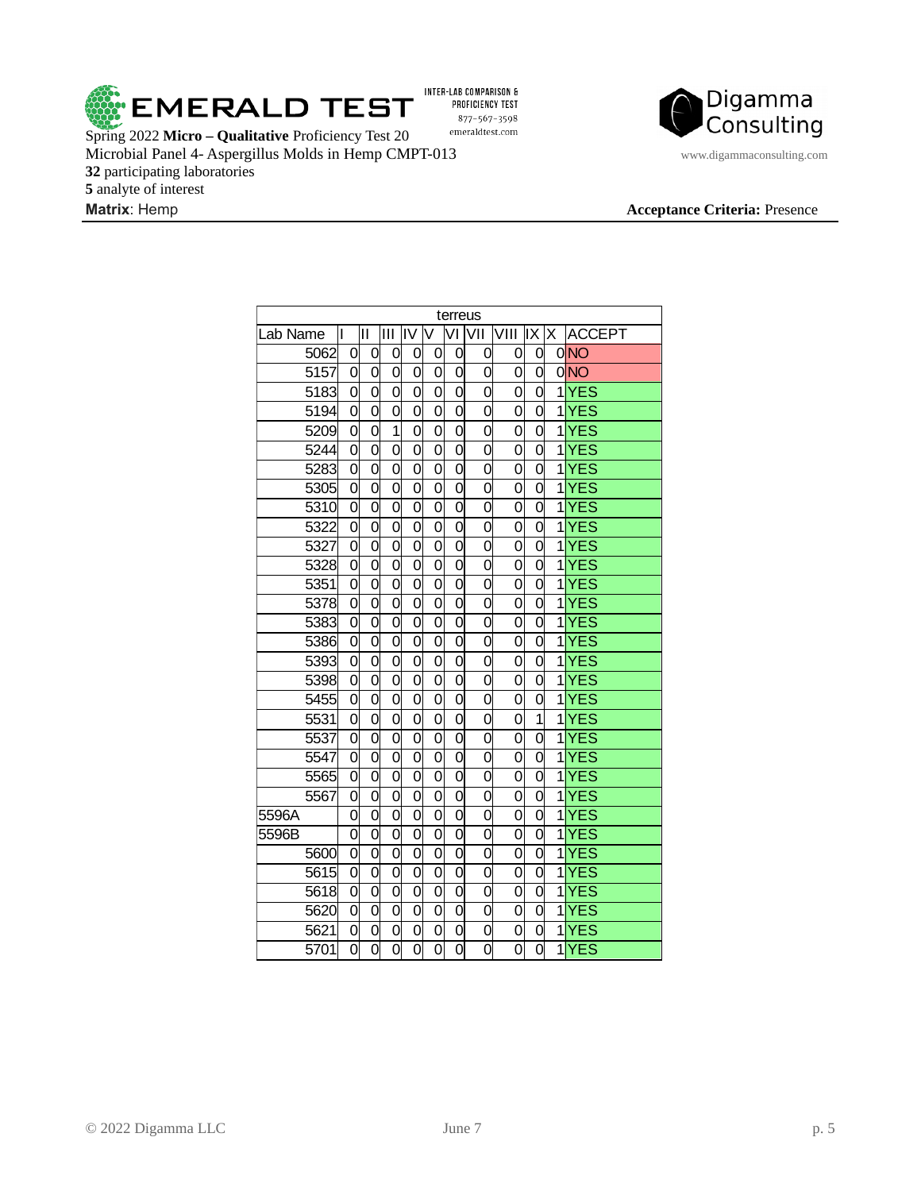Spring 2022 **Micro – Qualitative** Proficiency Test 20
Microbial Panel 4- Aspergillus Molds in Hemp CMPT-013
**32** participating laboratories
**5** analyte of interest
**Matrix**: Hemp

**Acceptance Criteria:** Presence

| terreus | | | | | | | | | | | |
|---|---|---|---|---|---|---|---|---|---|---|---|
| Lab Name | I | II | III | IV | V | VI | VII | VIII | IX | X | ACCEPT |
| 5062 | 0 | 0 | 0 | 0 | 0 | 0 | 0 | 0 | 0 | 0 | NO |
| 5157 | 0 | 0 | 0 | 0 | 0 | 0 | 0 | 0 | 0 | 0 | NO |
| 5183 | 0 | 0 | 0 | 0 | 0 | 0 | 0 | 0 | 0 | 1 | YES |
| 5194 | 0 | 0 | 0 | 0 | 0 | 0 | 0 | 0 | 0 | 1 | YES |
| 5209 | 0 | 0 | 1 | 0 | 0 | 0 | 0 | 0 | 0 | 1 | YES |
| 5244 | 0 | 0 | 0 | 0 | 0 | 0 | 0 | 0 | 0 | 1 | YES |
| 5283 | 0 | 0 | 0 | 0 | 0 | 0 | 0 | 0 | 0 | 1 | YES |
| 5305 | 0 | 0 | 0 | 0 | 0 | 0 | 0 | 0 | 0 | 1 | YES |
| 5310 | 0 | 0 | 0 | 0 | 0 | 0 | 0 | 0 | 0 | 1 | YES |
| 5322 | 0 | 0 | 0 | 0 | 0 | 0 | 0 | 0 | 0 | 1 | YES |
| 5327 | 0 | 0 | 0 | 0 | 0 | 0 | 0 | 0 | 0 | 1 | YES |
| 5328 | 0 | 0 | 0 | 0 | 0 | 0 | 0 | 0 | 0 | 1 | YES |
| 5351 | 0 | 0 | 0 | 0 | 0 | 0 | 0 | 0 | 0 | 1 | YES |
| 5378 | 0 | 0 | 0 | 0 | 0 | 0 | 0 | 0 | 0 | 1 | YES |
| 5383 | 0 | 0 | 0 | 0 | 0 | 0 | 0 | 0 | 0 | 1 | YES |
| 5386 | 0 | 0 | 0 | 0 | 0 | 0 | 0 | 0 | 0 | 1 | YES |
| 5393 | 0 | 0 | 0 | 0 | 0 | 0 | 0 | 0 | 0 | 1 | YES |
| 5398 | 0 | 0 | 0 | 0 | 0 | 0 | 0 | 0 | 0 | 1 | YES |
| 5455 | 0 | 0 | 0 | 0 | 0 | 0 | 0 | 0 | 0 | 1 | YES |
| 5531 | 0 | 0 | 0 | 0 | 0 | 0 | 0 | 0 | 1 | 1 | YES |
| 5537 | 0 | 0 | 0 | 0 | 0 | 0 | 0 | 0 | 0 | 1 | YES |
| 5547 | 0 | 0 | 0 | 0 | 0 | 0 | 0 | 0 | 0 | 1 | YES |
| 5565 | 0 | 0 | 0 | 0 | 0 | 0 | 0 | 0 | 0 | 1 | YES |
| 5567 | 0 | 0 | 0 | 0 | 0 | 0 | 0 | 0 | 0 | 1 | YES |
| 5596A | 0 | 0 | 0 | 0 | 0 | 0 | 0 | 0 | 0 | 1 | YES |
| 5596B | 0 | 0 | 0 | 0 | 0 | 0 | 0 | 0 | 0 | 1 | YES |
| 5600 | 0 | 0 | 0 | 0 | 0 | 0 | 0 | 0 | 0 | 1 | YES |
| 5615 | 0 | 0 | 0 | 0 | 0 | 0 | 0 | 0 | 0 | 1 | YES |
| 5618 | 0 | 0 | 0 | 0 | 0 | 0 | 0 | 0 | 0 | 1 | YES |
| 5620 | 0 | 0 | 0 | 0 | 0 | 0 | 0 | 0 | 0 | 1 | YES |
| 5621 | 0 | 0 | 0 | 0 | 0 | 0 | 0 | 0 | 0 | 1 | YES |
| 5701 | 0 | 0 | 0 | 0 | 0 | 0 | 0 | 0 | 0 | 1 | YES |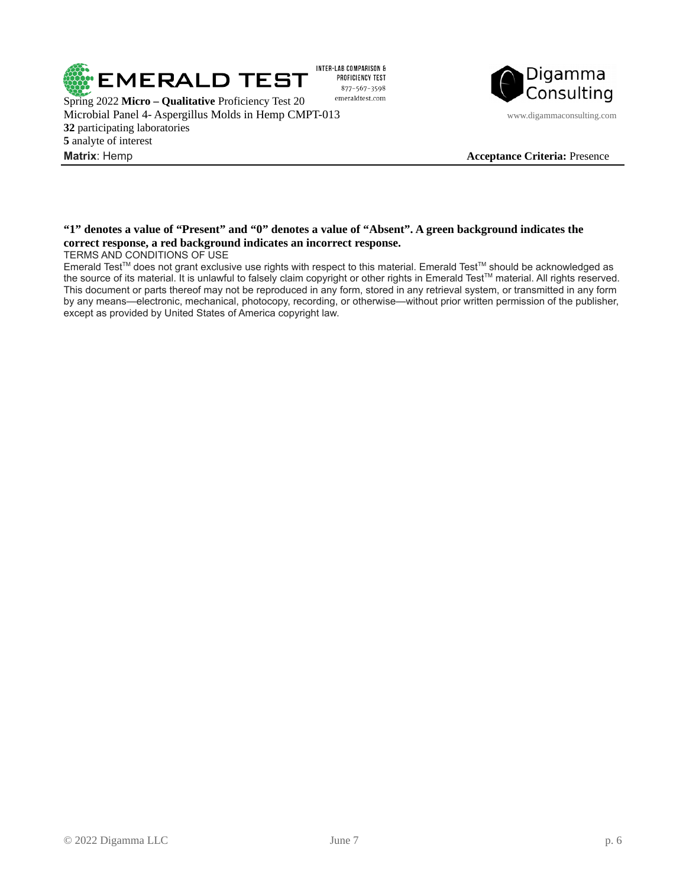**“1” denotes a value of “Present” and “0” denotes a value of “Absent”. A green background indicates the correct response, a red background indicates an incorrect response.**

TERMS AND CONDITIONS OF USE

Emerald Test™ does not grant exclusive use rights with respect to this material. Emerald Test™ should be acknowledged as the source of its material. It is unlawful to falsely claim copyright or other rights in Emerald Test™ material. All rights reserved. This document or parts thereof may not be reproduced in any form, stored in any retrieval system, or transmitted in any form by any means—electronic, mechanical, photocopy, recording, or otherwise—without prior written permission of the publisher, except as provided by United States of America copyright law.